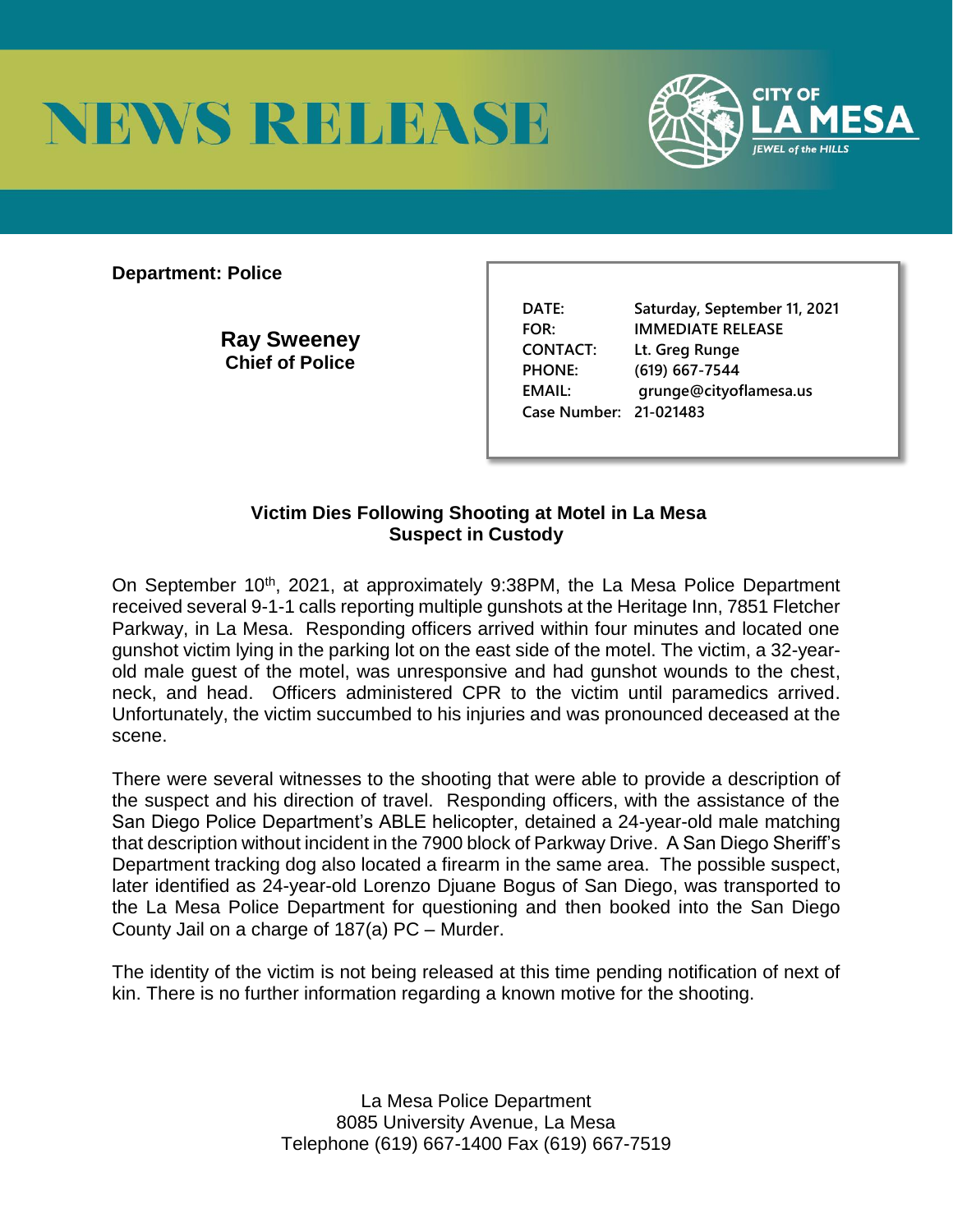# NEWS RELEASE

CITY OF LA MESA
JEWEL of the HILLS

**Department: Police**

**Ray Sweeney**
**Chief of Police**

| | |
|---|---|
| DATE: | Saturday, September 11, 2021 |
| FOR: | IMMEDIATE RELEASE |
| CONTACT: | Lt. Greg Runge |
| PHONE: | (619) 667-7544 |
| EMAIL: | grunge@cityoflamesa.us |
| Case Number: | 21-021483 |

## Victim Dies Following Shooting at Motel in La Mesa
## Suspect in Custody

On September 10th, 2021, at approximately 9:38PM, the La Mesa Police Department received several 9-1-1 calls reporting multiple gunshots at the Heritage Inn, 7851 Fletcher Parkway, in La Mesa. Responding officers arrived within four minutes and located one gunshot victim lying in the parking lot on the east side of the motel. The victim, a 32-year-old male guest of the motel, was unresponsive and had gunshot wounds to the chest, neck, and head. Officers administered CPR to the victim until paramedics arrived. Unfortunately, the victim succumbed to his injuries and was pronounced deceased at the scene.

There were several witnesses to the shooting that were able to provide a description of the suspect and his direction of travel. Responding officers, with the assistance of the San Diego Police Department's ABLE helicopter, detained a 24-year-old male matching that description without incident in the 7900 block of Parkway Drive. A San Diego Sheriff's Department tracking dog also located a firearm in the same area. The possible suspect, later identified as 24-year-old Lorenzo Djuane Bogus of San Diego, was transported to the La Mesa Police Department for questioning and then booked into the San Diego County Jail on a charge of 187(a) PC – Murder.

The identity of the victim is not being released at this time pending notification of next of kin. There is no further information regarding a known motive for the shooting.

La Mesa Police Department
8085 University Avenue, La Mesa
Telephone (619) 667-1400 Fax (619) 667-7519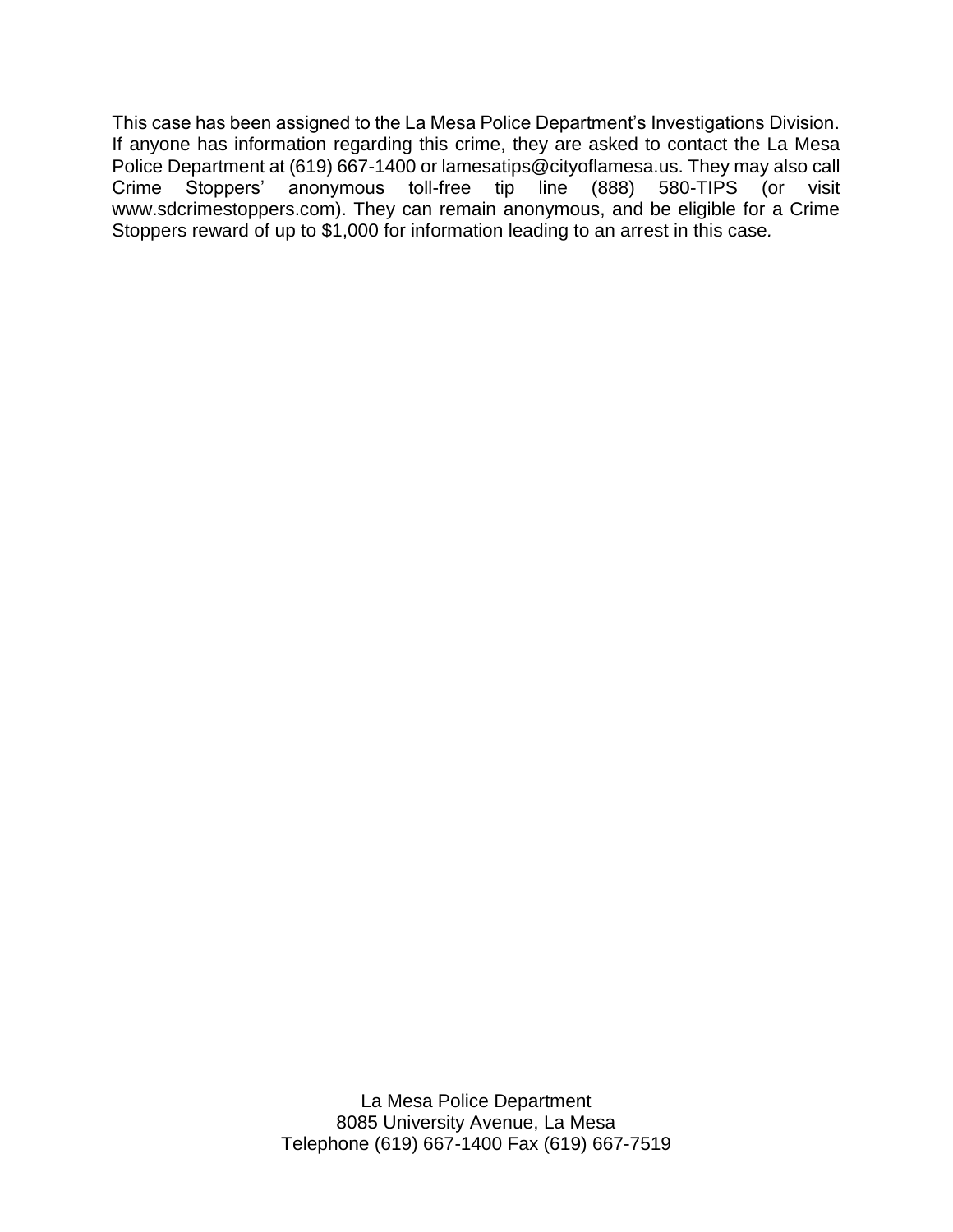This case has been assigned to the La Mesa Police Department's Investigations Division. If anyone has information regarding this crime, they are asked to contact the La Mesa Police Department at (619) 667-1400 or lamesatips@cityoflamesa.us. They may also call Crime Stoppers' anonymous toll-free tip line (888) 580-TIPS (or visit www.sdcrimestoppers.com). They can remain anonymous, and be eligible for a Crime Stoppers reward of up to $1,000 for information leading to an arrest in this case.

La Mesa Police Department
8085 University Avenue, La Mesa
Telephone (619) 667-1400 Fax (619) 667-7519